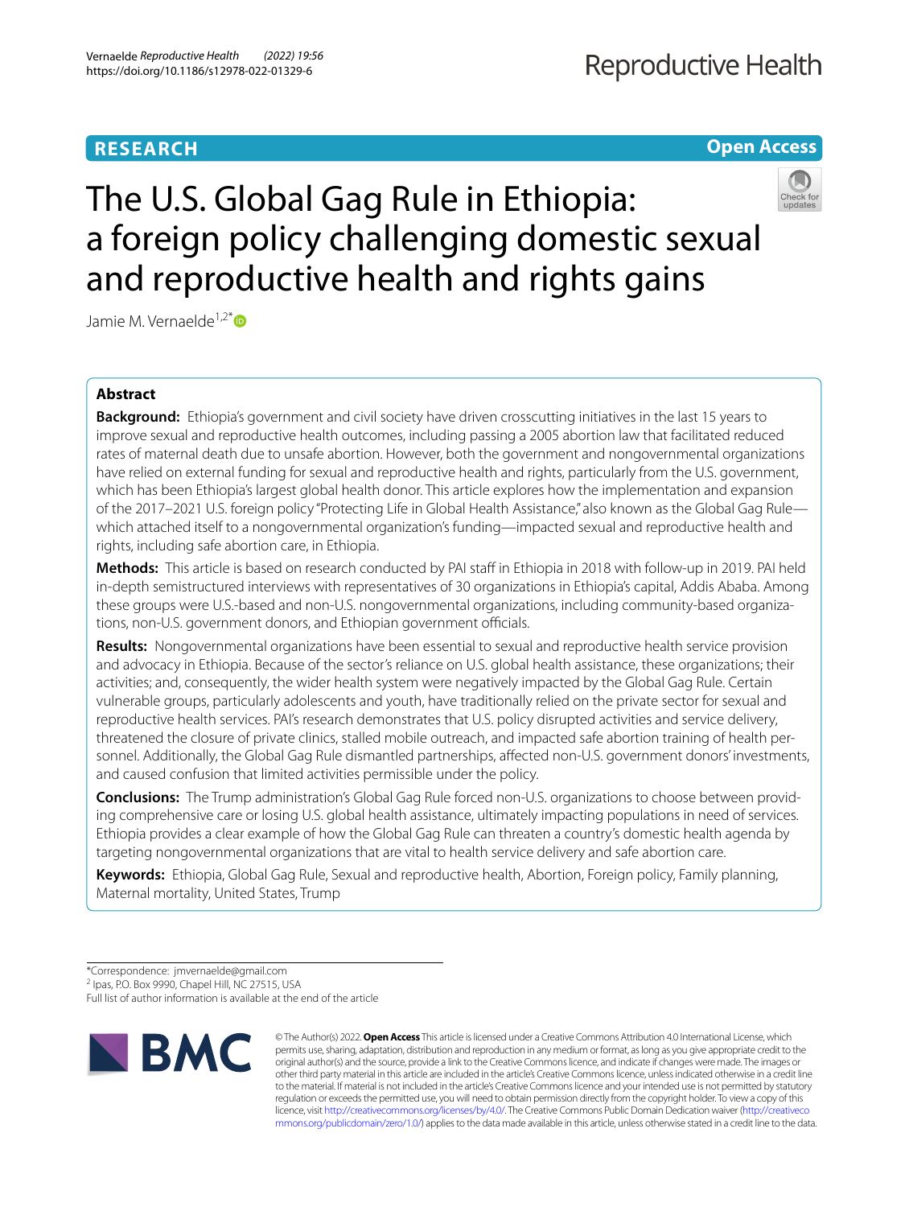RESEARCH

Open Access

# The U.S. Global Gag Rule in Ethiopia: a foreign policy challenging domestic sexual and reproductive health and rights gains

Jamie M. Vernaelde[1,2*]

## Abstract

**Background:** Ethiopia's government and civil society have driven crosscutting initiatives in the last 15 years to improve sexual and reproductive health outcomes, including passing a 2005 abortion law that facilitated reduced rates of maternal death due to unsafe abortion. However, both the government and nongovernmental organizations have relied on external funding for sexual and reproductive health and rights, particularly from the U.S. government, which has been Ethiopia's largest global health donor. This article explores how the implementation and expansion of the 2017–2021 U.S. foreign policy "Protecting Life in Global Health Assistance," also known as the Global Gag Rule—which attached itself to a nongovernmental organization's funding—impacted sexual and reproductive health and rights, including safe abortion care, in Ethiopia.

**Methods:** This article is based on research conducted by PAI staff in Ethiopia in 2018 with follow-up in 2019. PAI held in-depth semistructured interviews with representatives of 30 organizations in Ethiopia's capital, Addis Ababa. Among these groups were U.S.-based and non-U.S. nongovernmental organizations, including community-based organizations, non-U.S. government donors, and Ethiopian government officials.

**Results:** Nongovernmental organizations have been essential to sexual and reproductive health service provision and advocacy in Ethiopia. Because of the sector's reliance on U.S. global health assistance, these organizations; their activities; and, consequently, the wider health system were negatively impacted by the Global Gag Rule. Certain vulnerable groups, particularly adolescents and youth, have traditionally relied on the private sector for sexual and reproductive health services. PAI's research demonstrates that U.S. policy disrupted activities and service delivery, threatened the closure of private clinics, stalled mobile outreach, and impacted safe abortion training of health personnel. Additionally, the Global Gag Rule dismantled partnerships, affected non-U.S. government donors' investments, and caused confusion that limited activities permissible under the policy.

**Conclusions:** The Trump administration's Global Gag Rule forced non-U.S. organizations to choose between providing comprehensive care or losing U.S. global health assistance, ultimately impacting populations in need of services. Ethiopia provides a clear example of how the Global Gag Rule can threaten a country's domestic health agenda by targeting nongovernmental organizations that are vital to health service delivery and safe abortion care.

**Keywords:** Ethiopia, Global Gag Rule, Sexual and reproductive health, Abortion, Foreign policy, Family planning, Maternal mortality, United States, Trump

*Correspondence: jmvernaelde@gmail.com
[2] Ipas, P.O. Box 9990, Chapel Hill, NC 27515, USA
Full list of author information is available at the end of the article

© The Author(s) 2022. **Open Access** This article is licensed under a Creative Commons Attribution 4.0 International License, which permits use, sharing, adaptation, distribution and reproduction in any medium or format, as long as you give appropriate credit to the original author(s) and the source, provide a link to the Creative Commons licence, and indicate if changes were made. The images or other third party material in this article are included in the article's Creative Commons licence, unless indicated otherwise in a credit line to the material. If material is not included in the article's Creative Commons licence and your intended use is not permitted by statutory regulation or exceeds the permitted use, you will need to obtain permission directly from the copyright holder. To view a copy of this licence, visit http://creativecommons.org/licenses/by/4.0/. The Creative Commons Public Domain Dedication waiver (http://creativecommons.org/publicdomain/zero/1.0/) applies to the data made available in this article, unless otherwise stated in a credit line to the data.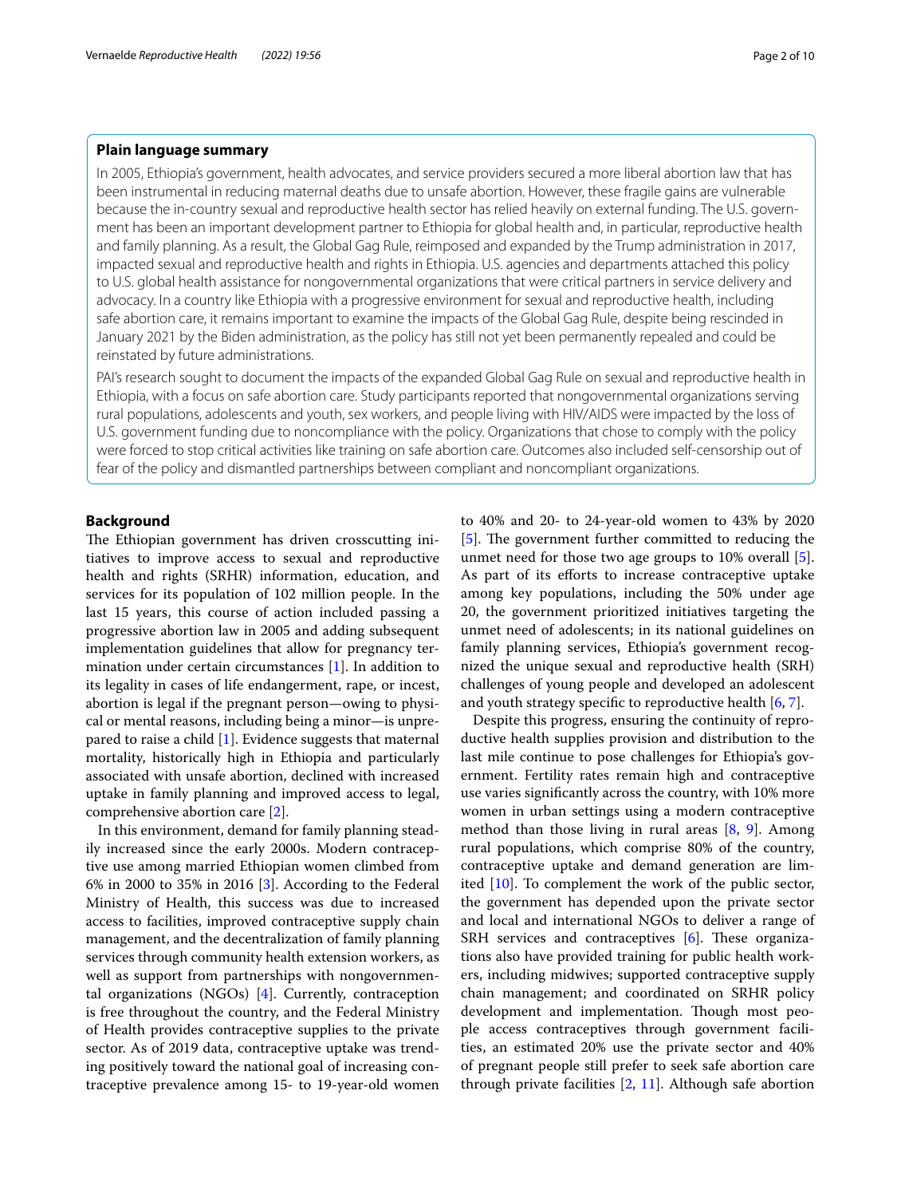### Plain language summary

In 2005, Ethiopia's government, health advocates, and service providers secured a more liberal abortion law that has been instrumental in reducing maternal deaths due to unsafe abortion. However, these fragile gains are vulnerable because the in-country sexual and reproductive health sector has relied heavily on external funding. The U.S. government has been an important development partner to Ethiopia for global health and, in particular, reproductive health and family planning. As a result, the Global Gag Rule, reimposed and expanded by the Trump administration in 2017, impacted sexual and reproductive health and rights in Ethiopia. U.S. agencies and departments attached this policy to U.S. global health assistance for nongovernmental organizations that were critical partners in service delivery and advocacy. In a country like Ethiopia with a progressive environment for sexual and reproductive health, including safe abortion care, it remains important to examine the impacts of the Global Gag Rule, despite being rescinded in January 2021 by the Biden administration, as the policy has still not yet been permanently repealed and could be reinstated by future administrations.

PAI's research sought to document the impacts of the expanded Global Gag Rule on sexual and reproductive health in Ethiopia, with a focus on safe abortion care. Study participants reported that nongovernmental organizations serving rural populations, adolescents and youth, sex workers, and people living with HIV/AIDS were impacted by the loss of U.S. government funding due to noncompliance with the policy. Organizations that chose to comply with the policy were forced to stop critical activities like training on safe abortion care. Outcomes also included self-censorship out of fear of the policy and dismantled partnerships between compliant and noncompliant organizations.

## Background

The Ethiopian government has driven crosscutting initiatives to improve access to sexual and reproductive health and rights (SRHR) information, education, and services for its population of 102 million people. In the last 15 years, this course of action included passing a progressive abortion law in 2005 and adding subsequent implementation guidelines that allow for pregnancy termination under certain circumstances [1]. In addition to its legality in cases of life endangerment, rape, or incest, abortion is legal if the pregnant person—owing to physical or mental reasons, including being a minor—is unprepared to raise a child [1]. Evidence suggests that maternal mortality, historically high in Ethiopia and particularly associated with unsafe abortion, declined with increased uptake in family planning and improved access to legal, comprehensive abortion care [2].

In this environment, demand for family planning steadily increased since the early 2000s. Modern contraceptive use among married Ethiopian women climbed from 6% in 2000 to 35% in 2016 [3]. According to the Federal Ministry of Health, this success was due to increased access to facilities, improved contraceptive supply chain management, and the decentralization of family planning services through community health extension workers, as well as support from partnerships with nongovernmental organizations (NGOs) [4]. Currently, contraception is free throughout the country, and the Federal Ministry of Health provides contraceptive supplies to the private sector. As of 2019 data, contraceptive uptake was trending positively toward the national goal of increasing contraceptive prevalence among 15- to 19-year-old women to 40% and 20- to 24-year-old women to 43% by 2020 [5]. The government further committed to reducing the unmet need for those two age groups to 10% overall [5]. As part of its efforts to increase contraceptive uptake among key populations, including the 50% under age 20, the government prioritized initiatives targeting the unmet need of adolescents; in its national guidelines on family planning services, Ethiopia's government recognized the unique sexual and reproductive health (SRH) challenges of young people and developed an adolescent and youth strategy specific to reproductive health [6, 7].

Despite this progress, ensuring the continuity of reproductive health supplies provision and distribution to the last mile continue to pose challenges for Ethiopia's government. Fertility rates remain high and contraceptive use varies significantly across the country, with 10% more women in urban settings using a modern contraceptive method than those living in rural areas [8, 9]. Among rural populations, which comprise 80% of the country, contraceptive uptake and demand generation are limited [10]. To complement the work of the public sector, the government has depended upon the private sector and local and international NGOs to deliver a range of SRH services and contraceptives [6]. These organizations also have provided training for public health workers, including midwives; supported contraceptive supply chain management; and coordinated on SRHR policy development and implementation. Though most people access contraceptives through government facilities, an estimated 20% use the private sector and 40% of pregnant people still prefer to seek safe abortion care through private facilities [2, 11]. Although safe abortion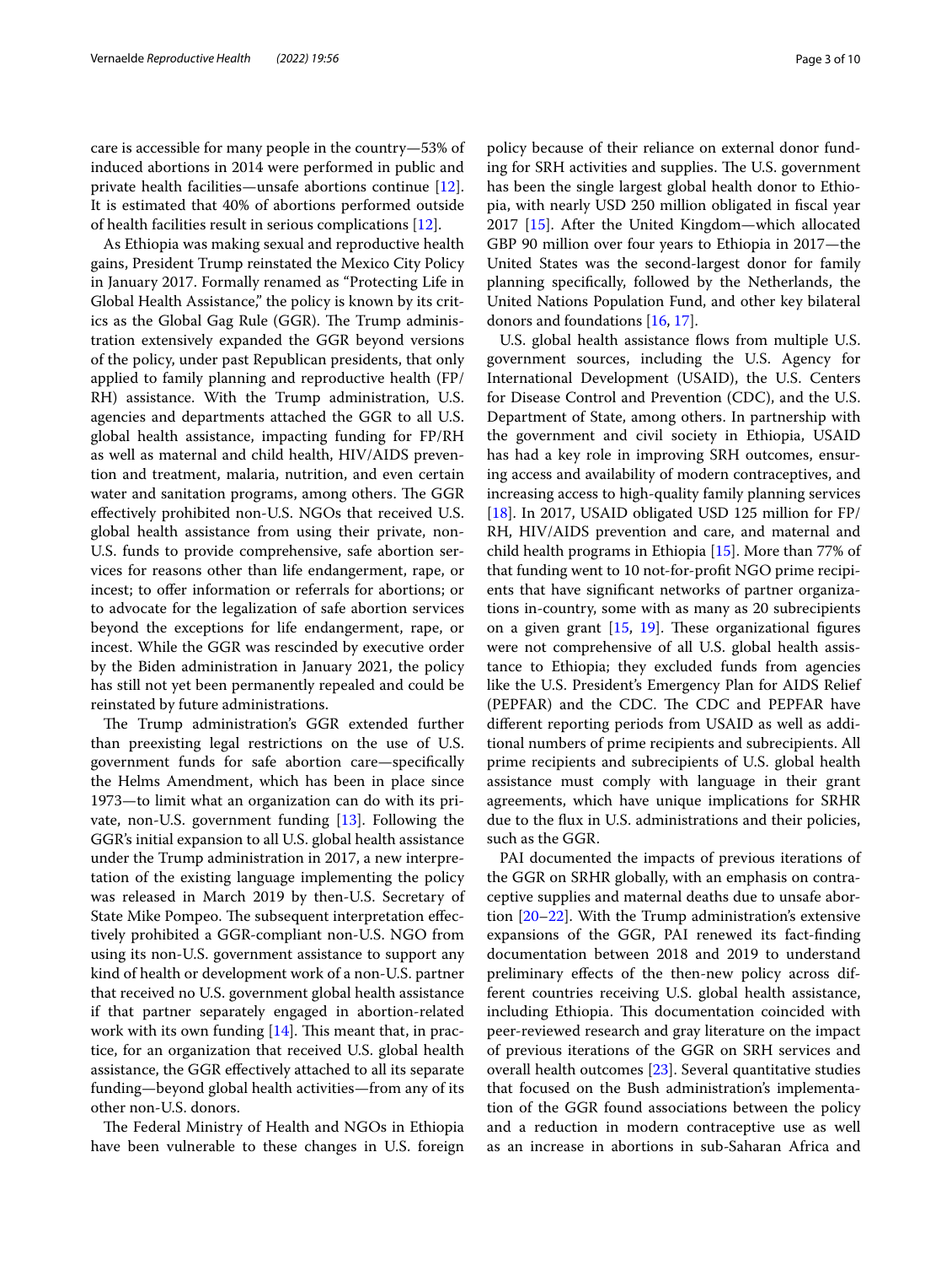care is accessible for many people in the country—53% of induced abortions in 2014 were performed in public and private health facilities—unsafe abortions continue [12]. It is estimated that 40% of abortions performed outside of health facilities result in serious complications [12].

As Ethiopia was making sexual and reproductive health gains, President Trump reinstated the Mexico City Policy in January 2017. Formally renamed as "Protecting Life in Global Health Assistance," the policy is known by its critics as the Global Gag Rule (GGR). The Trump administration extensively expanded the GGR beyond versions of the policy, under past Republican presidents, that only applied to family planning and reproductive health (FP/RH) assistance. With the Trump administration, U.S. agencies and departments attached the GGR to all U.S. global health assistance, impacting funding for FP/RH as well as maternal and child health, HIV/AIDS prevention and treatment, malaria, nutrition, and even certain water and sanitation programs, among others. The GGR effectively prohibited non-U.S. NGOs that received U.S. global health assistance from using their private, non-U.S. funds to provide comprehensive, safe abortion services for reasons other than life endangerment, rape, or incest; to offer information or referrals for abortions; or to advocate for the legalization of safe abortion services beyond the exceptions for life endangerment, rape, or incest. While the GGR was rescinded by executive order by the Biden administration in January 2021, the policy has still not yet been permanently repealed and could be reinstated by future administrations.

The Trump administration's GGR extended further than preexisting legal restrictions on the use of U.S. government funds for safe abortion care—specifically the Helms Amendment, which has been in place since 1973—to limit what an organization can do with its private, non-U.S. government funding [13]. Following the GGR's initial expansion to all U.S. global health assistance under the Trump administration in 2017, a new interpretation of the existing language implementing the policy was released in March 2019 by then-U.S. Secretary of State Mike Pompeo. The subsequent interpretation effectively prohibited a GGR-compliant non-U.S. NGO from using its non-U.S. government assistance to support any kind of health or development work of a non-U.S. partner that received no U.S. government global health assistance if that partner separately engaged in abortion-related work with its own funding [14]. This meant that, in practice, for an organization that received U.S. global health assistance, the GGR effectively attached to all its separate funding—beyond global health activities—from any of its other non-U.S. donors.

The Federal Ministry of Health and NGOs in Ethiopia have been vulnerable to these changes in U.S. foreign policy because of their reliance on external donor funding for SRH activities and supplies. The U.S. government has been the single largest global health donor to Ethiopia, with nearly USD 250 million obligated in fiscal year 2017 [15]. After the United Kingdom—which allocated GBP 90 million over four years to Ethiopia in 2017—the United States was the second-largest donor for family planning specifically, followed by the Netherlands, the United Nations Population Fund, and other key bilateral donors and foundations [16, 17].

U.S. global health assistance flows from multiple U.S. government sources, including the U.S. Agency for International Development (USAID), the U.S. Centers for Disease Control and Prevention (CDC), and the U.S. Department of State, among others. In partnership with the government and civil society in Ethiopia, USAID has had a key role in improving SRH outcomes, ensuring access and availability of modern contraceptives, and increasing access to high-quality family planning services [18]. In 2017, USAID obligated USD 125 million for FP/RH, HIV/AIDS prevention and care, and maternal and child health programs in Ethiopia [15]. More than 77% of that funding went to 10 not-for-profit NGO prime recipients that have significant networks of partner organizations in-country, some with as many as 20 subrecipients on a given grant [15, 19]. These organizational figures were not comprehensive of all U.S. global health assistance to Ethiopia; they excluded funds from agencies like the U.S. President's Emergency Plan for AIDS Relief (PEPFAR) and the CDC. The CDC and PEPFAR have different reporting periods from USAID as well as additional numbers of prime recipients and subrecipients. All prime recipients and subrecipients of U.S. global health assistance must comply with language in their grant agreements, which have unique implications for SRHR due to the flux in U.S. administrations and their policies, such as the GGR.

PAI documented the impacts of previous iterations of the GGR on SRHR globally, with an emphasis on contraceptive supplies and maternal deaths due to unsafe abortion [20–22]. With the Trump administration's extensive expansions of the GGR, PAI renewed its fact-finding documentation between 2018 and 2019 to understand preliminary effects of the then-new policy across different countries receiving U.S. global health assistance, including Ethiopia. This documentation coincided with peer-reviewed research and gray literature on the impact of previous iterations of the GGR on SRH services and overall health outcomes [23]. Several quantitative studies that focused on the Bush administration's implementation of the GGR found associations between the policy and a reduction in modern contraceptive use as well as an increase in abortions in sub-Saharan Africa and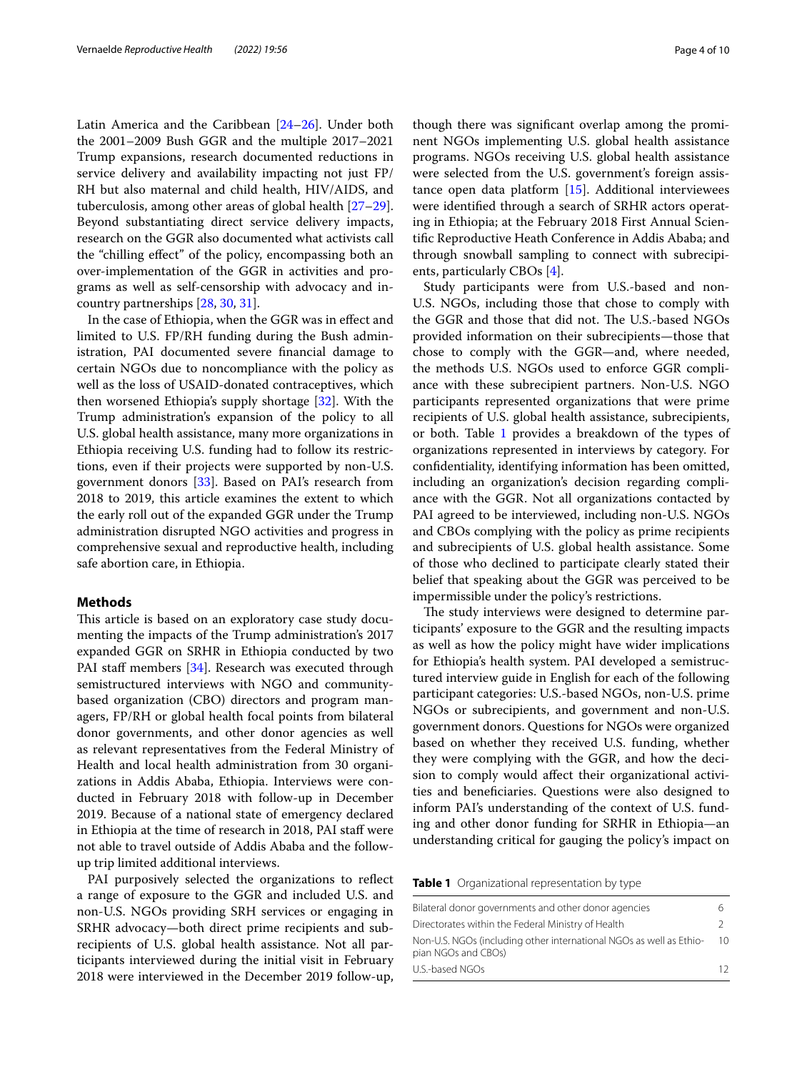Latin America and the Caribbean [24–26]. Under both the 2001–2009 Bush GGR and the multiple 2017–2021 Trump expansions, research documented reductions in service delivery and availability impacting not just FP/RH but also maternal and child health, HIV/AIDS, and tuberculosis, among other areas of global health [27–29]. Beyond substantiating direct service delivery impacts, research on the GGR also documented what activists call the "chilling effect" of the policy, encompassing both an over-implementation of the GGR in activities and programs as well as self-censorship with advocacy and in-country partnerships [28, 30, 31].

In the case of Ethiopia, when the GGR was in effect and limited to U.S. FP/RH funding during the Bush administration, PAI documented severe financial damage to certain NGOs due to noncompliance with the policy as well as the loss of USAID-donated contraceptives, which then worsened Ethiopia's supply shortage [32]. With the Trump administration's expansion of the policy to all U.S. global health assistance, many more organizations in Ethiopia receiving U.S. funding had to follow its restrictions, even if their projects were supported by non-U.S. government donors [33]. Based on PAI's research from 2018 to 2019, this article examines the extent to which the early roll out of the expanded GGR under the Trump administration disrupted NGO activities and progress in comprehensive sexual and reproductive health, including safe abortion care, in Ethiopia.

## Methods

This article is based on an exploratory case study documenting the impacts of the Trump administration's 2017 expanded GGR on SRHR in Ethiopia conducted by two PAI staff members [34]. Research was executed through semistructured interviews with NGO and community-based organization (CBO) directors and program managers, FP/RH or global health focal points from bilateral donor governments, and other donor agencies as well as relevant representatives from the Federal Ministry of Health and local health administration from 30 organizations in Addis Ababa, Ethiopia. Interviews were conducted in February 2018 with follow-up in December 2019. Because of a national state of emergency declared in Ethiopia at the time of research in 2018, PAI staff were not able to travel outside of Addis Ababa and the follow-up trip limited additional interviews.

PAI purposively selected the organizations to reflect a range of exposure to the GGR and included U.S. and non-U.S. NGOs providing SRH services or engaging in SRHR advocacy—both direct prime recipients and subrecipients of U.S. global health assistance. Not all participants interviewed during the initial visit in February 2018 were interviewed in the December 2019 follow-up, though there was significant overlap among the prominent NGOs implementing U.S. global health assistance programs. NGOs receiving U.S. global health assistance were selected from the U.S. government's foreign assistance open data platform [15]. Additional interviewees were identified through a search of SRHR actors operating in Ethiopia; at the February 2018 First Annual Scientific Reproductive Heath Conference in Addis Ababa; and through snowball sampling to connect with subrecipients, particularly CBOs [4].

Study participants were from U.S.-based and non-U.S. NGOs, including those that chose to comply with the GGR and those that did not. The U.S.-based NGOs provided information on their subrecipients—those that chose to comply with the GGR—and, where needed, the methods U.S. NGOs used to enforce GGR compliance with these subrecipient partners. Non-U.S. NGO participants represented organizations that were prime recipients of U.S. global health assistance, subrecipients, or both. Table 1 provides a breakdown of the types of organizations represented in interviews by category. For confidentiality, identifying information has been omitted, including an organization's decision regarding compliance with the GGR. Not all organizations contacted by PAI agreed to be interviewed, including non-U.S. NGOs and CBOs complying with the policy as prime recipients and subrecipients of U.S. global health assistance. Some of those who declined to participate clearly stated their belief that speaking about the GGR was perceived to be impermissible under the policy's restrictions.

The study interviews were designed to determine participants' exposure to the GGR and the resulting impacts as well as how the policy might have wider implications for Ethiopia's health system. PAI developed a semistructured interview guide in English for each of the following participant categories: U.S.-based NGOs, non-U.S. prime NGOs or subrecipients, and government and non-U.S. government donors. Questions for NGOs were organized based on whether they received U.S. funding, whether they were complying with the GGR, and how the decision to comply would affect their organizational activities and beneficiaries. Questions were also designed to inform PAI's understanding of the context of U.S. funding and other donor funding for SRHR in Ethiopia—an understanding critical for gauging the policy's impact on

**Table 1** Organizational representation by type

| | |
|---|---|
| Bilateral donor governments and other donor agencies | 6 |
| Directorates within the Federal Ministry of Health | 2 |
| Non-U.S. NGOs (including other international NGOs as well as Ethiopian NGOs and CBOs) | 10 |
| U.S.-based NGOs | 12 |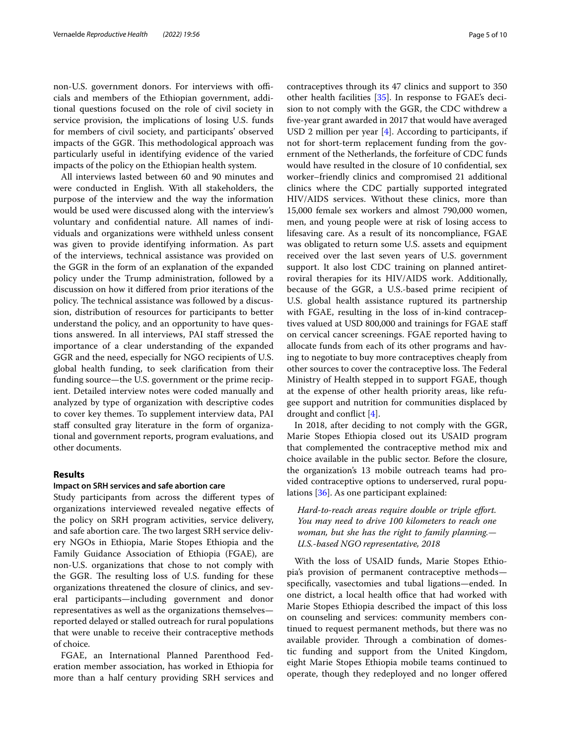non-U.S. government donors. For interviews with officials and members of the Ethiopian government, additional questions focused on the role of civil society in service provision, the implications of losing U.S. funds for members of civil society, and participants' observed impacts of the GGR. This methodological approach was particularly useful in identifying evidence of the varied impacts of the policy on the Ethiopian health system.

All interviews lasted between 60 and 90 minutes and were conducted in English. With all stakeholders, the purpose of the interview and the way the information would be used were discussed along with the interview's voluntary and confidential nature. All names of individuals and organizations were withheld unless consent was given to provide identifying information. As part of the interviews, technical assistance was provided on the GGR in the form of an explanation of the expanded policy under the Trump administration, followed by a discussion on how it differed from prior iterations of the policy. The technical assistance was followed by a discussion, distribution of resources for participants to better understand the policy, and an opportunity to have questions answered. In all interviews, PAI staff stressed the importance of a clear understanding of the expanded GGR and the need, especially for NGO recipients of U.S. global health funding, to seek clarification from their funding source—the U.S. government or the prime recipient. Detailed interview notes were coded manually and analyzed by type of organization with descriptive codes to cover key themes. To supplement interview data, PAI staff consulted gray literature in the form of organizational and government reports, program evaluations, and other documents.

## Results

### Impact on SRH services and safe abortion care

Study participants from across the different types of organizations interviewed revealed negative effects of the policy on SRH program activities, service delivery, and safe abortion care. The two largest SRH service delivery NGOs in Ethiopia, Marie Stopes Ethiopia and the Family Guidance Association of Ethiopia (FGAE), are non-U.S. organizations that chose to not comply with the GGR. The resulting loss of U.S. funding for these organizations threatened the closure of clinics, and several participants—including government and donor representatives as well as the organizations themselves—reported delayed or stalled outreach for rural populations that were unable to receive their contraceptive methods of choice.

FGAE, an International Planned Parenthood Federation member association, has worked in Ethiopia for more than a half century providing SRH services and contraceptives through its 47 clinics and support to 350 other health facilities [35]. In response to FGAE's decision to not comply with the GGR, the CDC withdrew a five-year grant awarded in 2017 that would have averaged USD 2 million per year [4]. According to participants, if not for short-term replacement funding from the government of the Netherlands, the forfeiture of CDC funds would have resulted in the closure of 10 confidential, sex worker–friendly clinics and compromised 21 additional clinics where the CDC partially supported integrated HIV/AIDS services. Without these clinics, more than 15,000 female sex workers and almost 790,000 women, men, and young people were at risk of losing access to lifesaving care. As a result of its noncompliance, FGAE was obligated to return some U.S. assets and equipment received over the last seven years of U.S. government support. It also lost CDC training on planned antiretroviral therapies for its HIV/AIDS work. Additionally, because of the GGR, a U.S.-based prime recipient of U.S. global health assistance ruptured its partnership with FGAE, resulting in the loss of in-kind contraceptives valued at USD 800,000 and trainings for FGAE staff on cervical cancer screenings. FGAE reported having to allocate funds from each of its other programs and having to negotiate to buy more contraceptives cheaply from other sources to cover the contraceptive loss. The Federal Ministry of Health stepped in to support FGAE, though at the expense of other health priority areas, like refugee support and nutrition for communities displaced by drought and conflict [4].

In 2018, after deciding to not comply with the GGR, Marie Stopes Ethiopia closed out its USAID program that complemented the contraceptive method mix and choice available in the public sector. Before the closure, the organization's 13 mobile outreach teams had provided contraceptive options to underserved, rural populations [36]. As one participant explained:

> *Hard-to-reach areas require double or triple effort. You may need to drive 100 kilometers to reach one woman, but she has the right to family planning.—U.S.-based NGO representative, 2018*

With the loss of USAID funds, Marie Stopes Ethiopia's provision of permanent contraceptive methods—specifically, vasectomies and tubal ligations—ended. In one district, a local health office that had worked with Marie Stopes Ethiopia described the impact of this loss on counseling and services: community members continued to request permanent methods, but there was no available provider. Through a combination of domestic funding and support from the United Kingdom, eight Marie Stopes Ethiopia mobile teams continued to operate, though they redeployed and no longer offered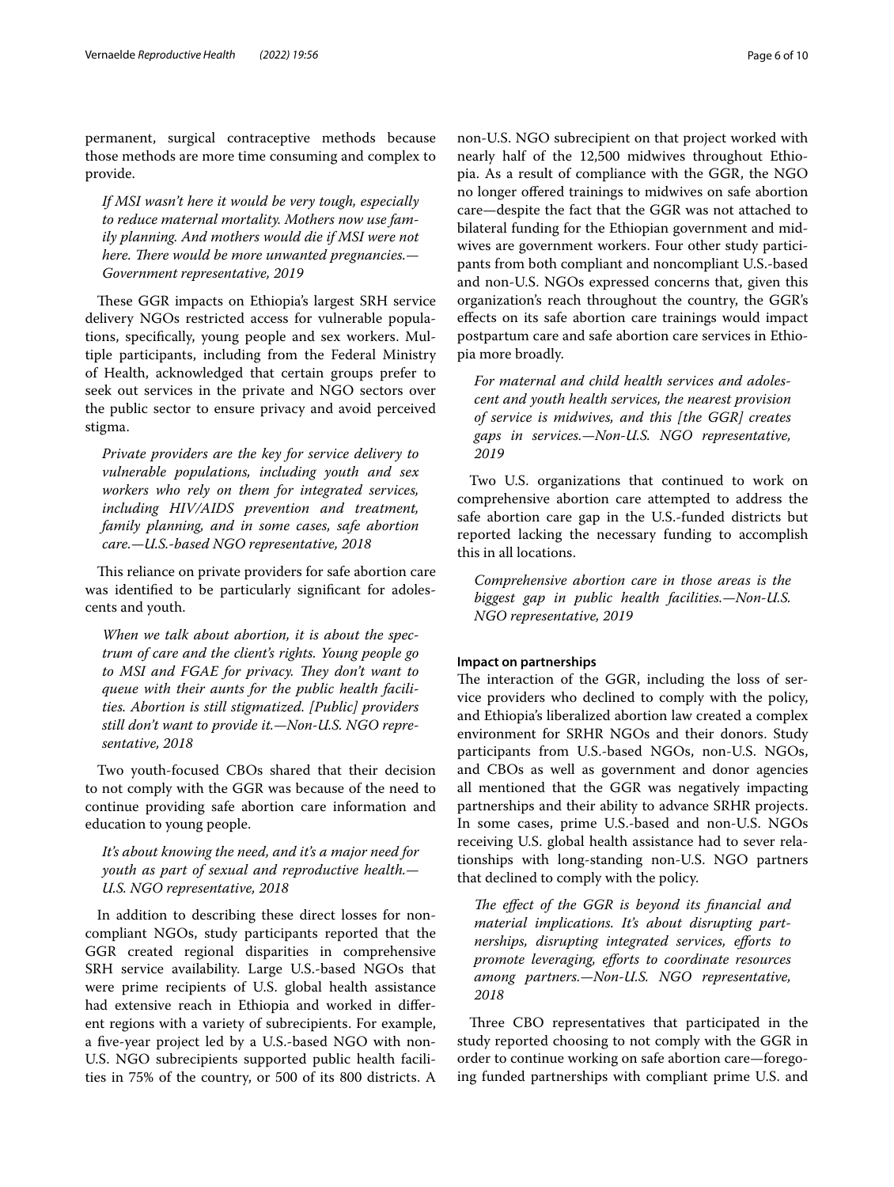permanent, surgical contraceptive methods because those methods are more time consuming and complex to provide.

> *If MSI wasn't here it would be very tough, especially to reduce maternal mortality. Mothers now use family planning. And mothers would die if MSI were not here. There would be more unwanted pregnancies.—Government representative, 2019*

These GGR impacts on Ethiopia's largest SRH service delivery NGOs restricted access for vulnerable populations, specifically, young people and sex workers. Multiple participants, including from the Federal Ministry of Health, acknowledged that certain groups prefer to seek out services in the private and NGO sectors over the public sector to ensure privacy and avoid perceived stigma.

> *Private providers are the key for service delivery to vulnerable populations, including youth and sex workers who rely on them for integrated services, including HIV/AIDS prevention and treatment, family planning, and in some cases, safe abortion care.—U.S.-based NGO representative, 2018*

This reliance on private providers for safe abortion care was identified to be particularly significant for adolescents and youth.

> *When we talk about abortion, it is about the spectrum of care and the client's rights. Young people go to MSI and FGAE for privacy. They don't want to queue with their aunts for the public health facilities. Abortion is still stigmatized. [Public] providers still don't want to provide it.—Non-U.S. NGO representative, 2018*

Two youth-focused CBOs shared that their decision to not comply with the GGR was because of the need to continue providing safe abortion care information and education to young people.

> *It's about knowing the need, and it's a major need for youth as part of sexual and reproductive health.—U.S. NGO representative, 2018*

In addition to describing these direct losses for noncompliant NGOs, study participants reported that the GGR created regional disparities in comprehensive SRH service availability. Large U.S.-based NGOs that were prime recipients of U.S. global health assistance had extensive reach in Ethiopia and worked in different regions with a variety of subrecipients. For example, a five-year project led by a U.S.-based NGO with non-U.S. NGO subrecipients supported public health facilities in 75% of the country, or 500 of its 800 districts. A non-U.S. NGO subrecipient on that project worked with nearly half of the 12,500 midwives throughout Ethiopia. As a result of compliance with the GGR, the NGO no longer offered trainings to midwives on safe abortion care—despite the fact that the GGR was not attached to bilateral funding for the Ethiopian government and midwives are government workers. Four other study participants from both compliant and noncompliant U.S.-based and non-U.S. NGOs expressed concerns that, given this organization's reach throughout the country, the GGR's effects on its safe abortion care trainings would impact postpartum care and safe abortion care services in Ethiopia more broadly.

> *For maternal and child health services and adolescent and youth health services, the nearest provision of service is midwives, and this [the GGR] creates gaps in services.—Non-U.S. NGO representative, 2019*

Two U.S. organizations that continued to work on comprehensive abortion care attempted to address the safe abortion care gap in the U.S.-funded districts but reported lacking the necessary funding to accomplish this in all locations.

> *Comprehensive abortion care in those areas is the biggest gap in public health facilities.—Non-U.S. NGO representative, 2019*

#### Impact on partnerships

The interaction of the GGR, including the loss of service providers who declined to comply with the policy, and Ethiopia's liberalized abortion law created a complex environment for SRHR NGOs and their donors. Study participants from U.S.-based NGOs, non-U.S. NGOs, and CBOs as well as government and donor agencies all mentioned that the GGR was negatively impacting partnerships and their ability to advance SRHR projects. In some cases, prime U.S.-based and non-U.S. NGOs receiving U.S. global health assistance had to sever relationships with long-standing non-U.S. NGO partners that declined to comply with the policy.

> *The effect of the GGR is beyond its financial and material implications. It's about disrupting partnerships, disrupting integrated services, efforts to promote leveraging, efforts to coordinate resources among partners.—Non-U.S. NGO representative, 2018*

Three CBO representatives that participated in the study reported choosing to not comply with the GGR in order to continue working on safe abortion care—foregoing funded partnerships with compliant prime U.S. and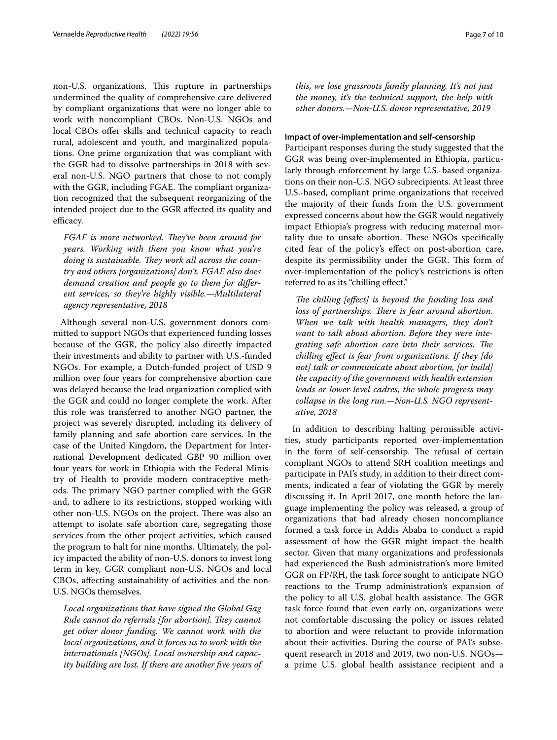non-U.S. organizations. This rupture in partnerships undermined the quality of comprehensive care delivered by compliant organizations that were no longer able to work with noncompliant CBOs. Non-U.S. NGOs and local CBOs offer skills and technical capacity to reach rural, adolescent and youth, and marginalized populations. One prime organization that was compliant with the GGR had to dissolve partnerships in 2018 with several non-U.S. NGO partners that chose to not comply with the GGR, including FGAE. The compliant organization recognized that the subsequent reorganizing of the intended project due to the GGR affected its quality and efficacy.

> *FGAE is more networked. They've been around for years. Working with them you know what you're doing is sustainable. They work all across the country and others [organizations] don't. FGAE also does demand creation and people go to them for different services, so they're highly visible.—Multilateral agency representative, 2018*

Although several non-U.S. government donors committed to support NGOs that experienced funding losses because of the GGR, the policy also directly impacted their investments and ability to partner with U.S.-funded NGOs. For example, a Dutch-funded project of USD 9 million over four years for comprehensive abortion care was delayed because the lead organization complied with the GGR and could no longer complete the work. After this role was transferred to another NGO partner, the project was severely disrupted, including its delivery of family planning and safe abortion care services. In the case of the United Kingdom, the Department for International Development dedicated GBP 90 million over four years for work in Ethiopia with the Federal Ministry of Health to provide modern contraceptive methods. The primary NGO partner complied with the GGR and, to adhere to its restrictions, stopped working with other non-U.S. NGOs on the project. There was also an attempt to isolate safe abortion care, segregating those services from the other project activities, which caused the program to halt for nine months. Ultimately, the policy impacted the ability of non-U.S. donors to invest long term in key, GGR compliant non-U.S. NGOs and local CBOs, affecting sustainability of activities and the non-U.S. NGOs themselves.

> *Local organizations that have signed the Global Gag Rule cannot do referrals [for abortion]. They cannot get other donor funding. We cannot work with the local organizations, and it forces us to work with the internationals [NGOs]. Local ownership and capacity building are lost. If there are another five years of this, we lose grassroots family planning. It's not just the money, it's the technical support, the help with other donors.—Non-U.S. donor representative, 2019*

#### Impact of over-implementation and self-censorship

Participant responses during the study suggested that the GGR was being over-implemented in Ethiopia, particularly through enforcement by large U.S.-based organizations on their non-U.S. NGO subrecipients. At least three U.S.-based, compliant prime organizations that received the majority of their funds from the U.S. government expressed concerns about how the GGR would negatively impact Ethiopia's progress with reducing maternal mortality due to unsafe abortion. These NGOs specifically cited fear of the policy's effect on post-abortion care, despite its permissibility under the GGR. This form of over-implementation of the policy's restrictions is often referred to as its "chilling effect."

> *The chilling [effect] is beyond the funding loss and loss of partnerships. There is fear around abortion. When we talk with health managers, they don't want to talk about abortion. Before they were integrating safe abortion care into their services. The chilling effect is fear from organizations. If they [do not] talk or communicate about abortion, [or build] the capacity of the government with health extension leads or lower-level cadres, the whole progress may collapse in the long run.—Non-U.S. NGO representative, 2018*

In addition to describing halting permissible activities, study participants reported over-implementation in the form of self-censorship. The refusal of certain compliant NGOs to attend SRH coalition meetings and participate in PAI's study, in addition to their direct comments, indicated a fear of violating the GGR by merely discussing it. In April 2017, one month before the language implementing the policy was released, a group of organizations that had already chosen noncompliance formed a task force in Addis Ababa to conduct a rapid assessment of how the GGR might impact the health sector. Given that many organizations and professionals had experienced the Bush administration's more limited GGR on FP/RH, the task force sought to anticipate NGO reactions to the Trump administration's expansion of the policy to all U.S. global health assistance. The GGR task force found that even early on, organizations were not comfortable discussing the policy or issues related to abortion and were reluctant to provide information about their activities. During the course of PAI's subsequent research in 2018 and 2019, two non-U.S. NGOs—a prime U.S. global health assistance recipient and a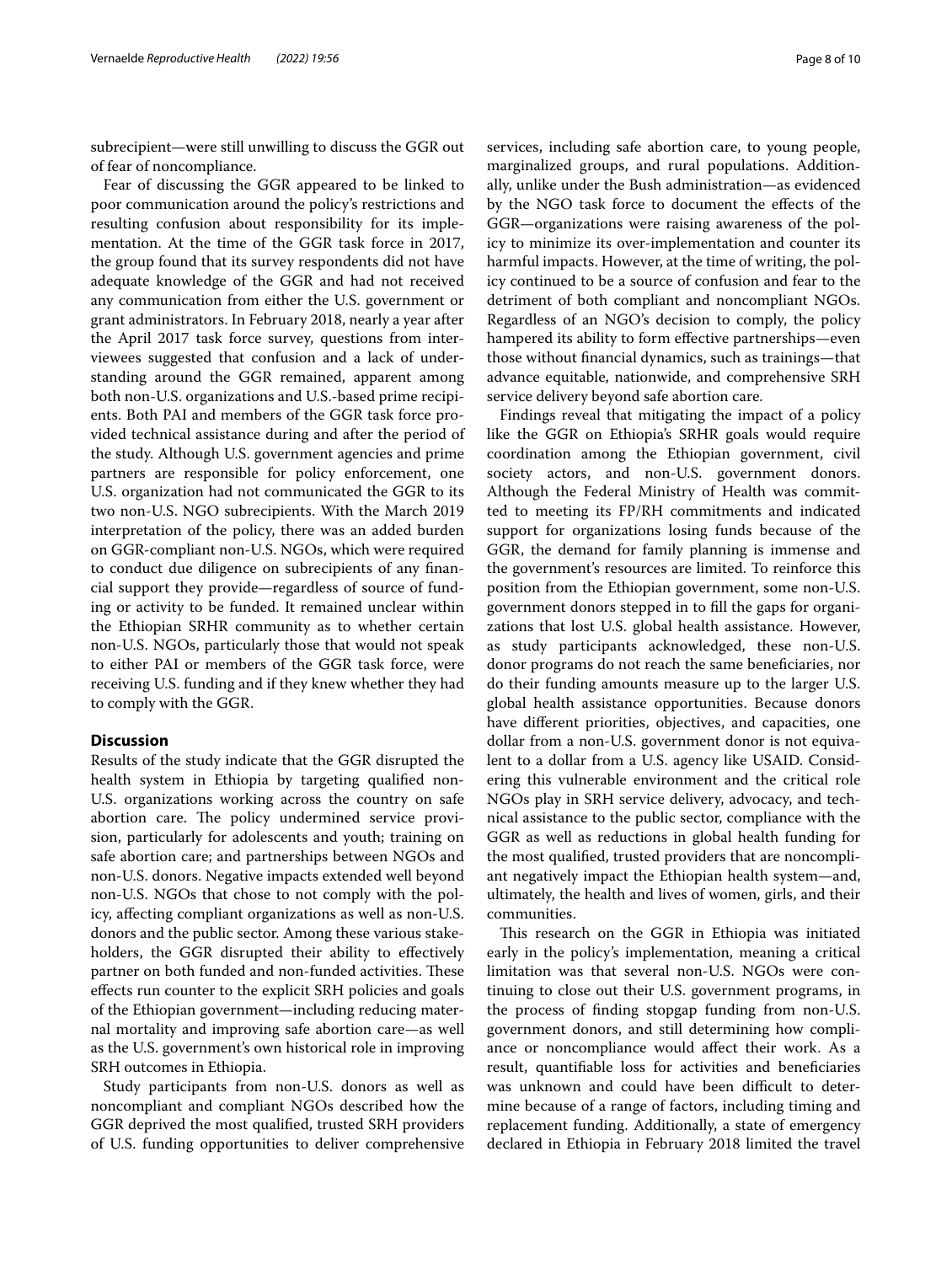subrecipient—were still unwilling to discuss the GGR out of fear of noncompliance.

Fear of discussing the GGR appeared to be linked to poor communication around the policy's restrictions and resulting confusion about responsibility for its implementation. At the time of the GGR task force in 2017, the group found that its survey respondents did not have adequate knowledge of the GGR and had not received any communication from either the U.S. government or grant administrators. In February 2018, nearly a year after the April 2017 task force survey, questions from interviewees suggested that confusion and a lack of understanding around the GGR remained, apparent among both non-U.S. organizations and U.S.-based prime recipients. Both PAI and members of the GGR task force provided technical assistance during and after the period of the study. Although U.S. government agencies and prime partners are responsible for policy enforcement, one U.S. organization had not communicated the GGR to its two non-U.S. NGO subrecipients. With the March 2019 interpretation of the policy, there was an added burden on GGR-compliant non-U.S. NGOs, which were required to conduct due diligence on subrecipients of any financial support they provide—regardless of source of funding or activity to be funded. It remained unclear within the Ethiopian SRHR community as to whether certain non-U.S. NGOs, particularly those that would not speak to either PAI or members of the GGR task force, were receiving U.S. funding and if they knew whether they had to comply with the GGR.

## Discussion

Results of the study indicate that the GGR disrupted the health system in Ethiopia by targeting qualified non-U.S. organizations working across the country on safe abortion care. The policy undermined service provision, particularly for adolescents and youth; training on safe abortion care; and partnerships between NGOs and non-U.S. donors. Negative impacts extended well beyond non-U.S. NGOs that chose to not comply with the policy, affecting compliant organizations as well as non-U.S. donors and the public sector. Among these various stakeholders, the GGR disrupted their ability to effectively partner on both funded and non-funded activities. These effects run counter to the explicit SRH policies and goals of the Ethiopian government—including reducing maternal mortality and improving safe abortion care—as well as the U.S. government's own historical role in improving SRH outcomes in Ethiopia.

Study participants from non-U.S. donors as well as noncompliant and compliant NGOs described how the GGR deprived the most qualified, trusted SRH providers of U.S. funding opportunities to deliver comprehensive services, including safe abortion care, to young people, marginalized groups, and rural populations. Additionally, unlike under the Bush administration—as evidenced by the NGO task force to document the effects of the GGR—organizations were raising awareness of the policy to minimize its over-implementation and counter its harmful impacts. However, at the time of writing, the policy continued to be a source of confusion and fear to the detriment of both compliant and noncompliant NGOs. Regardless of an NGO's decision to comply, the policy hampered its ability to form effective partnerships—even those without financial dynamics, such as trainings—that advance equitable, nationwide, and comprehensive SRH service delivery beyond safe abortion care.

Findings reveal that mitigating the impact of a policy like the GGR on Ethiopia's SRHR goals would require coordination among the Ethiopian government, civil society actors, and non-U.S. government donors. Although the Federal Ministry of Health was committed to meeting its FP/RH commitments and indicated support for organizations losing funds because of the GGR, the demand for family planning is immense and the government's resources are limited. To reinforce this position from the Ethiopian government, some non-U.S. government donors stepped in to fill the gaps for organizations that lost U.S. global health assistance. However, as study participants acknowledged, these non-U.S. donor programs do not reach the same beneficiaries, nor do their funding amounts measure up to the larger U.S. global health assistance opportunities. Because donors have different priorities, objectives, and capacities, one dollar from a non-U.S. government donor is not equivalent to a dollar from a U.S. agency like USAID. Considering this vulnerable environment and the critical role NGOs play in SRH service delivery, advocacy, and technical assistance to the public sector, compliance with the GGR as well as reductions in global health funding for the most qualified, trusted providers that are noncompliant negatively impact the Ethiopian health system—and, ultimately, the health and lives of women, girls, and their communities.

This research on the GGR in Ethiopia was initiated early in the policy's implementation, meaning a critical limitation was that several non-U.S. NGOs were continuing to close out their U.S. government programs, in the process of finding stopgap funding from non-U.S. government donors, and still determining how compliance or noncompliance would affect their work. As a result, quantifiable loss for activities and beneficiaries was unknown and could have been difficult to determine because of a range of factors, including timing and replacement funding. Additionally, a state of emergency declared in Ethiopia in February 2018 limited the travel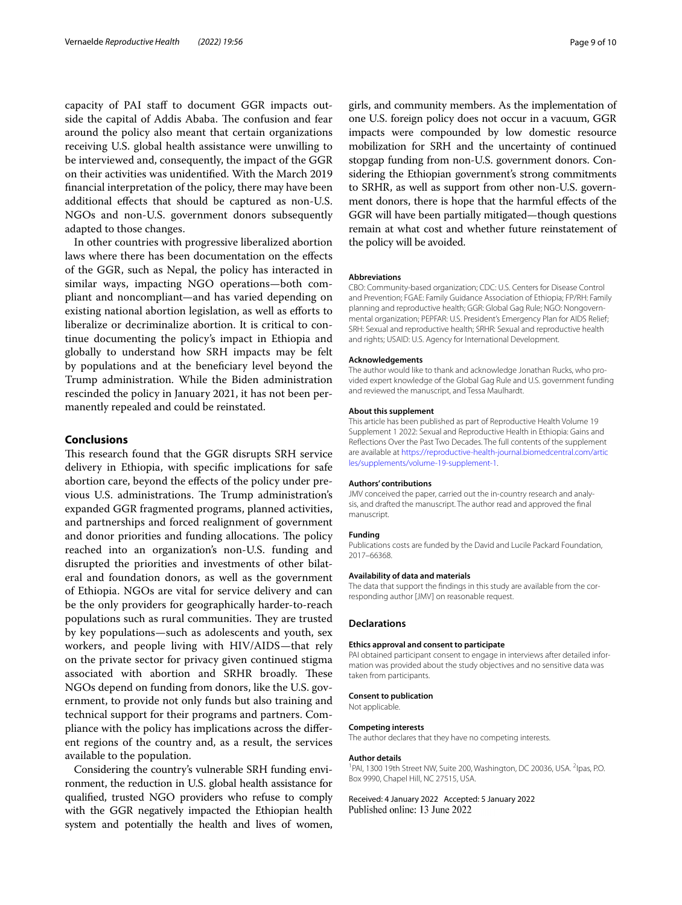capacity of PAI staff to document GGR impacts outside the capital of Addis Ababa. The confusion and fear around the policy also meant that certain organizations receiving U.S. global health assistance were unwilling to be interviewed and, consequently, the impact of the GGR on their activities was unidentified. With the March 2019 financial interpretation of the policy, there may have been additional effects that should be captured as non-U.S. NGOs and non-U.S. government donors subsequently adapted to those changes.

In other countries with progressive liberalized abortion laws where there has been documentation on the effects of the GGR, such as Nepal, the policy has interacted in similar ways, impacting NGO operations—both compliant and noncompliant—and has varied depending on existing national abortion legislation, as well as efforts to liberalize or decriminalize abortion. It is critical to continue documenting the policy's impact in Ethiopia and globally to understand how SRH impacts may be felt by populations and at the beneficiary level beyond the Trump administration. While the Biden administration rescinded the policy in January 2021, it has not been permanently repealed and could be reinstated.

## Conclusions

This research found that the GGR disrupts SRH service delivery in Ethiopia, with specific implications for safe abortion care, beyond the effects of the policy under previous U.S. administrations. The Trump administration's expanded GGR fragmented programs, planned activities, and partnerships and forced realignment of government and donor priorities and funding allocations. The policy reached into an organization's non-U.S. funding and disrupted the priorities and investments of other bilateral and foundation donors, as well as the government of Ethiopia. NGOs are vital for service delivery and can be the only providers for geographically harder-to-reach populations such as rural communities. They are trusted by key populations—such as adolescents and youth, sex workers, and people living with HIV/AIDS—that rely on the private sector for privacy given continued stigma associated with abortion and SRHR broadly. These NGOs depend on funding from donors, like the U.S. government, to provide not only funds but also training and technical support for their programs and partners. Compliance with the policy has implications across the different regions of the country and, as a result, the services available to the population.

Considering the country's vulnerable SRH funding environment, the reduction in U.S. global health assistance for qualified, trusted NGO providers who refuse to comply with the GGR negatively impacted the Ethiopian health system and potentially the health and lives of women, girls, and community members. As the implementation of one U.S. foreign policy does not occur in a vacuum, GGR impacts were compounded by low domestic resource mobilization for SRH and the uncertainty of continued stopgap funding from non-U.S. government donors. Considering the Ethiopian government's strong commitments to SRHR, as well as support from other non-U.S. government donors, there is hope that the harmful effects of the GGR will have been partially mitigated—though questions remain at what cost and whether future reinstatement of the policy will be avoided.

#### Abbreviations

CBO: Community-based organization; CDC: U.S. Centers for Disease Control and Prevention; FGAE: Family Guidance Association of Ethiopia; FP/RH: Family planning and reproductive health; GGR: Global Gag Rule; NGO: Nongovernmental organization; PEPFAR: U.S. President's Emergency Plan for AIDS Relief; SRH: Sexual and reproductive health; SRHR: Sexual and reproductive health and rights; USAID: U.S. Agency for International Development.

#### Acknowledgements

The author would like to thank and acknowledge Jonathan Rucks, who provided expert knowledge of the Global Gag Rule and U.S. government funding and reviewed the manuscript, and Tessa Maulhardt.

#### About this supplement

This article has been published as part of Reproductive Health Volume 19 Supplement 1 2022: Sexual and Reproductive Health in Ethiopia: Gains and Reflections Over the Past Two Decades. The full contents of the supplement are available at https://reproductive-health-journal.biomedcentral.com/articles/supplements/volume-19-supplement-1.

#### Authors' contributions

JMV conceived the paper, carried out the in-country research and analysis, and drafted the manuscript. The author read and approved the final manuscript.

#### Funding

Publications costs are funded by the David and Lucile Packard Foundation, 2017–66368.

#### Availability of data and materials

The data that support the findings in this study are available from the corresponding author [JMV] on reasonable request.

## Declarations

#### Ethics approval and consent to participate

PAI obtained participant consent to engage in interviews after detailed information was provided about the study objectives and no sensitive data was taken from participants.

#### Consent to publication

Not applicable.

#### Competing interests

The author declares that they have no competing interests.

#### Author details

[1]PAI, 1300 19th Street NW, Suite 200, Washington, DC 20036, USA. [2]Ipas, P.O. Box 9990, Chapel Hill, NC 27515, USA.

Received: 4 January 2022 Accepted: 5 January 2022
Published online: 13 June 2022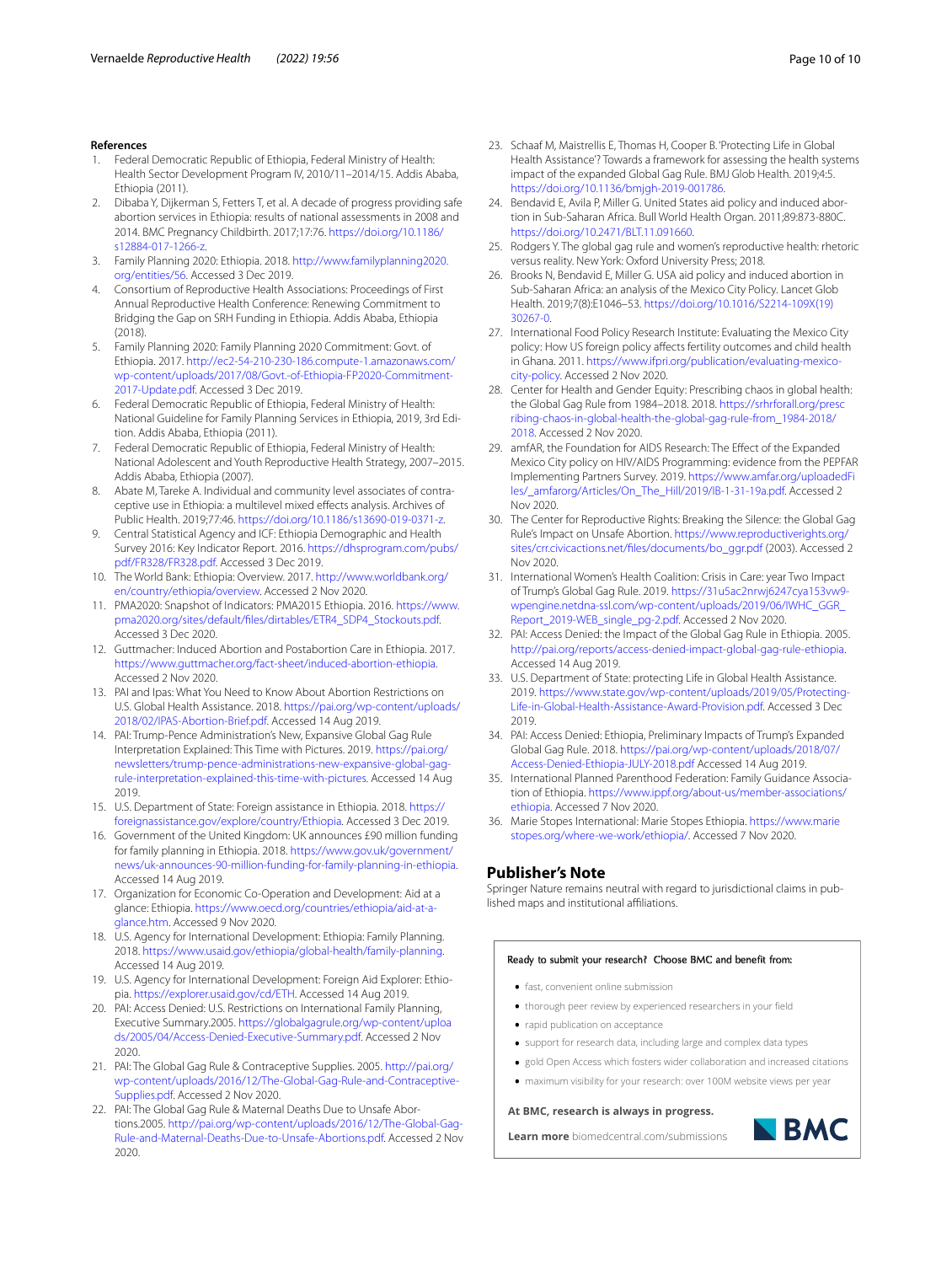## References

1. Federal Democratic Republic of Ethiopia, Federal Ministry of Health: Health Sector Development Program IV, 2010/11–2014/15. Addis Ababa, Ethiopia (2011).
2. Dibaba Y, Dijkerman S, Fetters T, et al. A decade of progress providing safe abortion services in Ethiopia: results of national assessments in 2008 and 2014. BMC Pregnancy Childbirth. 2017;17:76. https://doi.org/10.1186/s12884-017-1266-z.
3. Family Planning 2020: Ethiopia. 2018. http://www.familyplanning2020.org/entities/56. Accessed 3 Dec 2019.
4. Consortium of Reproductive Health Associations: Proceedings of First Annual Reproductive Health Conference: Renewing Commitment to Bridging the Gap on SRH Funding in Ethiopia. Addis Ababa, Ethiopia (2018).
5. Family Planning 2020: Family Planning 2020 Commitment: Govt. of Ethiopia. 2017. http://ec2-54-210-230-186.compute-1.amazonaws.com/wp-content/uploads/2017/08/Govt.-of-Ethiopia-FP2020-Commitment-2017-Update.pdf. Accessed 3 Dec 2019.
6. Federal Democratic Republic of Ethiopia, Federal Ministry of Health: National Guideline for Family Planning Services in Ethiopia, 2019, 3rd Edition. Addis Ababa, Ethiopia (2011).
7. Federal Democratic Republic of Ethiopia, Federal Ministry of Health: National Adolescent and Youth Reproductive Health Strategy, 2007–2015. Addis Ababa, Ethiopia (2007).
8. Abate M, Tareke A. Individual and community level associates of contraceptive use in Ethiopia: a multilevel mixed effects analysis. Archives of Public Health. 2019;77:46. https://doi.org/10.1186/s13690-019-0371-z.
9. Central Statistical Agency and ICF: Ethiopia Demographic and Health Survey 2016: Key Indicator Report. 2016. https://dhsprogram.com/pubs/pdf/FR328/FR328.pdf. Accessed 3 Dec 2019.
10. The World Bank: Ethiopia: Overview. 2017. http://www.worldbank.org/en/country/ethiopia/overview. Accessed 2 Nov 2020.
11. PMA2020: Snapshot of Indicators: PMA2015 Ethiopia. 2016. https://www.pma2020.org/sites/default/files/dirtables/ETR4_SDP4_Stockouts.pdf. Accessed 3 Dec 2020.
12. Guttmacher: Induced Abortion and Postabortion Care in Ethiopia. 2017. https://www.guttmacher.org/fact-sheet/induced-abortion-ethiopia. Accessed 2 Nov 2020.
13. PAI and Ipas: What You Need to Know About Abortion Restrictions on U.S. Global Health Assistance. 2018. https://pai.org/wp-content/uploads/2018/02/IPAS-Abortion-Brief.pdf. Accessed 14 Aug 2019.
14. PAI: Trump-Pence Administration's New, Expansive Global Gag Rule Interpretation Explained: This Time with Pictures. 2019. https://pai.org/newsletters/trump-pence-administrations-new-expansive-global-gag-rule-interpretation-explained-this-time-with-pictures. Accessed 14 Aug 2019.
15. U.S. Department of State: Foreign assistance in Ethiopia. 2018. https://foreignassistance.gov/explore/country/Ethiopia. Accessed 3 Dec 2019.
16. Government of the United Kingdom: UK announces £90 million funding for family planning in Ethiopia. 2018. https://www.gov.uk/government/news/uk-announces-90-million-funding-for-family-planning-in-ethiopia. Accessed 14 Aug 2019.
17. Organization for Economic Co-Operation and Development: Aid at a glance: Ethiopia. https://www.oecd.org/countries/ethiopia/aid-at-a-glance.htm. Accessed 9 Nov 2020.
18. U.S. Agency for International Development: Ethiopia: Family Planning. 2018. https://www.usaid.gov/ethiopia/global-health/family-planning. Accessed 14 Aug 2019.
19. U.S. Agency for International Development: Foreign Aid Explorer: Ethiopia. https://explorer.usaid.gov/cd/ETH. Accessed 14 Aug 2019.
20. PAI: Access Denied: U.S. Restrictions on International Family Planning, Executive Summary.2005. https://globalgagrule.org/wp-content/uploads/2005/04/Access-Denied-Executive-Summary.pdf. Accessed 2 Nov 2020.
21. PAI: The Global Gag Rule & Contraceptive Supplies. 2005. http://pai.org/wp-content/uploads/2016/12/The-Global-Gag-Rule-and-Contraceptive-Supplies.pdf. Accessed 2 Nov 2020.
22. PAI: The Global Gag Rule & Maternal Deaths Due to Unsafe Abortions.2005. http://pai.org/wp-content/uploads/2016/12/The-Global-Gag-Rule-and-Maternal-Deaths-Due-to-Unsafe-Abortions.pdf. Accessed 2 Nov 2020.
23. Schaaf M, Maistrellis E, Thomas H, Cooper B. 'Protecting Life in Global Health Assistance'? Towards a framework for assessing the health systems impact of the expanded Global Gag Rule. BMJ Glob Health. 2019;4:5. https://doi.org/10.1136/bmjgh-2019-001786.
24. Bendavid E, Avila P, Miller G. United States aid policy and induced abortion in Sub-Saharan Africa. Bull World Health Organ. 2011;89:873-880C. https://doi.org/10.2471/BLT.11.091660.
25. Rodgers Y. The global gag rule and women's reproductive health: rhetoric versus reality. New York: Oxford University Press; 2018.
26. Brooks N, Bendavid E, Miller G. USA aid policy and induced abortion in Sub-Saharan Africa: an analysis of the Mexico City Policy. Lancet Glob Health. 2019;7(8):E1046–53. https://doi.org/10.1016/S2214-109X(19)30267-0.
27. International Food Policy Research Institute: Evaluating the Mexico City policy: How US foreign policy affects fertility outcomes and child health in Ghana. 2011. https://www.ifpri.org/publication/evaluating-mexico-city-policy. Accessed 2 Nov 2020.
28. Center for Health and Gender Equity: Prescribing chaos in global health: the Global Gag Rule from 1984–2018. 2018. https://srhrforall.org/prescribing-chaos-in-global-health-the-global-gag-rule-from_1984-2018/2018. Accessed 2 Nov 2020.
29. amfAR, the Foundation for AIDS Research: The Effect of the Expanded Mexico City policy on HIV/AIDS Programming: evidence from the PEPFAR Implementing Partners Survey. 2019. https://www.amfar.org/uploadedFiles/_amfarorg/Articles/On_The_Hill/2019/IB-1-31-19a.pdf. Accessed 2 Nov 2020.
30. The Center for Reproductive Rights: Breaking the Silence: the Global Gag Rule's Impact on Unsafe Abortion. https://www.reproductiverights.org/sites/crr.civicactions.net/files/documents/bo_ggr.pdf (2003). Accessed 2 Nov 2020.
31. International Women's Health Coalition: Crisis in Care: year Two Impact of Trump's Global Gag Rule. 2019. https://31u5ac2nrwj6247cya153vw9-wpengine.netdna-ssl.com/wp-content/uploads/2019/06/IWHC_GGR_Report_2019-WEB_single_pg-2.pdf. Accessed 2 Nov 2020.
32. PAI: Access Denied: the Impact of the Global Gag Rule in Ethiopia. 2005. http://pai.org/reports/access-denied-impact-global-gag-rule-ethiopia. Accessed 14 Aug 2019.
33. U.S. Department of State: protecting Life in Global Health Assistance. 2019. https://www.state.gov/wp-content/uploads/2019/05/Protecting-Life-in-Global-Health-Assistance-Award-Provision.pdf. Accessed 3 Dec 2019.
34. PAI: Access Denied: Ethiopia, Preliminary Impacts of Trump's Expanded Global Gag Rule. 2018. https://pai.org/wp-content/uploads/2018/07/Access-Denied-Ethiopia-JULY-2018.pdf Accessed 14 Aug 2019.
35. International Planned Parenthood Federation: Family Guidance Association of Ethiopia. https://www.ippf.org/about-us/member-associations/ethiopia. Accessed 7 Nov 2020.
36. Marie Stopes International: Marie Stopes Ethiopia. https://www.mariestopes.org/where-we-work/ethiopia/. Accessed 7 Nov 2020.

## Publisher's Note

Springer Nature remains neutral with regard to jurisdictional claims in published maps and institutional affiliations.

Ready to submit your research? Choose BMC and benefit from:

- fast, convenient online submission
- thorough peer review by experienced researchers in your field
- rapid publication on acceptance
- support for research data, including large and complex data types
- gold Open Access which fosters wider collaboration and increased citations
- maximum visibility for your research: over 100M website views per year

**At BMC, research is always in progress.**

**Learn more** biomedcentral.com/submissions

BMC